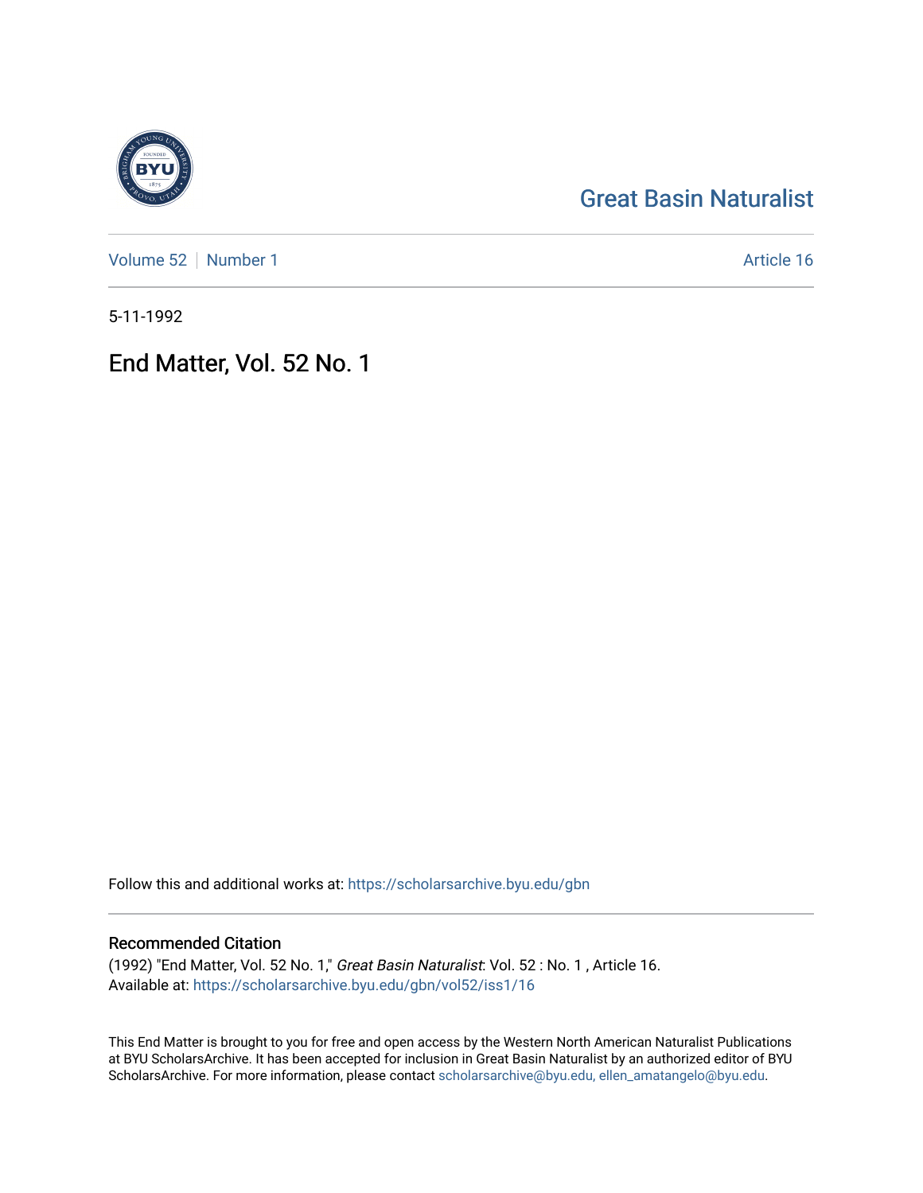# Great Basin Naturalist

Volume 52 | Number 1 | Article 16

5-11-1992

## End Matter, Vol. 52 No. 1

Follow this and additional works at: https://scholarsarchive.byu.edu/gbn

### Recommended Citation

(1992) "End Matter, Vol. 52 No. 1," *Great Basin Naturalist*: Vol. 52 : No. 1 , Article 16.
Available at: https://scholarsarchive.byu.edu/gbn/vol52/iss1/16

This End Matter is brought to you for free and open access by the Western North American Naturalist Publications at BYU ScholarsArchive. It has been accepted for inclusion in Great Basin Naturalist by an authorized editor of BYU ScholarsArchive. For more information, please contact scholarsarchive@byu.edu, ellen_amatangelo@byu.edu.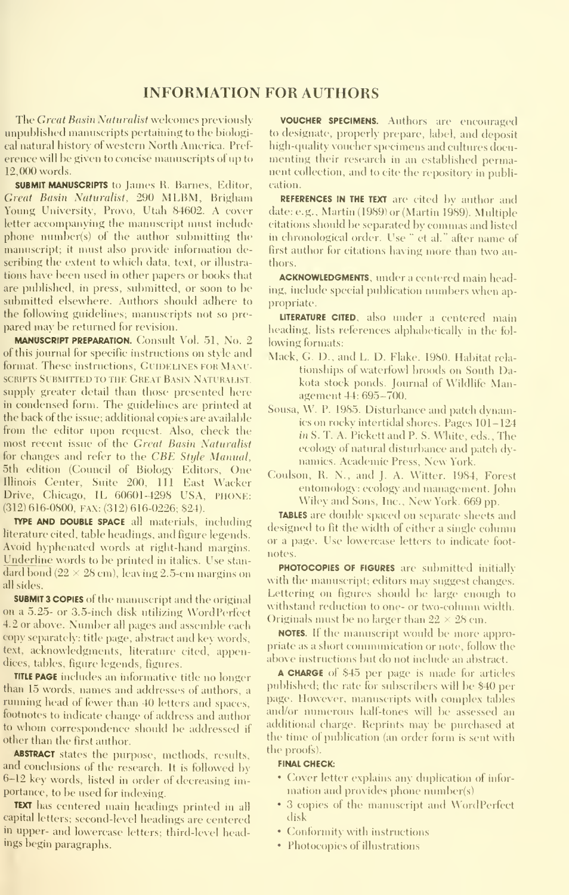# INFORMATION FOR AUTHORS

The *Great Basin Naturalist* welcomes previously unpublished manuscripts pertaining to the biological natural history of western North America. Preference will be given to concise manuscripts of up to 12,000 words.

**SUBMIT MANUSCRIPTS** to James R. Barnes, Editor, *Great Basin Naturalist*, 290 MLBM, Brigham Young University, Provo, Utah 84602. A cover letter accompanying the manuscript must include phone number(s) of the author submitting the manuscript; it must also provide information describing the extent to which data, text, or illustrations have been used in other papers or books that are published, in press, submitted, or soon to be submitted elsewhere. Authors should adhere to the following guidelines; manuscripts not so prepared may be returned for revision.

**MANUSCRIPT PREPARATION.** Consult Vol. 51, No. 2 of this journal for specific instructions on style and format. These instructions, GUIDELINES FOR MANUSCRIPTS SUBMITTED TO THE GREAT BASIN NATURALIST, supply greater detail than those presented here in condensed form. The guidelines are printed at the back of the issue; additional copies are available from the editor upon request. Also, check the most recent issue of the *Great Basin Naturalist* for changes and refer to the *CBE Style Manual*, 5th edition (Council of Biology Editors, One Illinois Center, Suite 200, 111 East Wacker Drive, Chicago, IL 60601-4298 USA, PHONE: (312) 616-0800, FAX: (312) 616-0226; $24).

**TYPE AND DOUBLE SPACE** all materials, including literature cited, table headings, and figure legends. Avoid hyphenated words at right-hand margins. Underline words to be printed in italics. Use standard bond (22 × 28 cm), leaving 2.5-cm margins on all sides.

**SUBMIT 3 COPIES** of the manuscript and the original on a 5.25- or 3.5-inch disk utilizing WordPerfect 4.2 or above. Number all pages and assemble each copy separately: title page, abstract and key words, text, acknowledgments, literature cited, appendices, tables, figure legends, figures.

**TITLE PAGE** includes an informative title no longer than 15 words, names and addresses of authors, a running head of fewer than 40 letters and spaces, footnotes to indicate change of address and author to whom correspondence should be addressed if other than the first author.

**ABSTRACT** states the purpose, methods, results, and conclusions of the research. It is followed by 6–12 key words, listed in order of decreasing importance, to be used for indexing.

**TEXT** has centered main headings printed in all capital letters; second-level headings are centered in upper- and lowercase letters; third-level headings begin paragraphs.

**VOUCHER SPECIMENS.** Authors are encouraged to designate, properly prepare, label, and deposit high-quality voucher specimens and cultures documenting their research in an established permanent collection, and to cite the repository in publication.

**REFERENCES IN THE TEXT** are cited by author and date: e.g., Martin (1989) or (Martin 1989). Multiple citations should be separated by commas and listed in chronological order. Use " et al." after name of first author for citations having more than two authors.

**ACKNOWLEDGMENTS**, under a centered main heading, include special publication numbers when appropriate.

**LITERATURE CITED**, also under a centered main heading, lists references alphabetically in the following formats:

Mack, G. D., and L. D. Flake. 1980. Habitat relationships of waterfowl broods on South Dakota stock ponds. Journal of Wildlife Management 44: 695–700.

Sousa, W. P. 1985. Disturbance and patch dynamics on rocky intertidal shores. Pages 101–124 *in* S. T. A. Pickett and P. S. White, eds., The ecology of natural disturbance and patch dynamics. Academic Press, New York.

Coulson, R. N., and J. A. Witter. 1984. Forest entomology: ecology and management. John Wiley and Sons, Inc., New York. 669 pp.

**TABLES** are double spaced on separate sheets and designed to fit the width of either a single column or a page. Use lowercase letters to indicate footnotes.

**PHOTOCOPIES OF FIGURES** are submitted initially with the manuscript; editors may suggest changes. Lettering on figures should be large enough to withstand reduction to one- or two-column width. Originals must be no larger than 22 × 28 cm.

**NOTES.** If the manuscript would be more appropriate as a short communication or note, follow the above instructions but do not include an abstract.

**A CHARGE** of $45 per page is made for articles published; the rate for subscribers will be $40 per page. However, manuscripts with complex tables and/or numerous half-tones will be assessed an additional charge. Reprints may be purchased at the time of publication (an order form is sent with the proofs).

**FINAL CHECK:**

- Cover letter explains any duplication of information and provides phone number(s)
- 3 copies of the manuscript and WordPerfect disk
- Conformity with instructions
- Photocopies of illustrations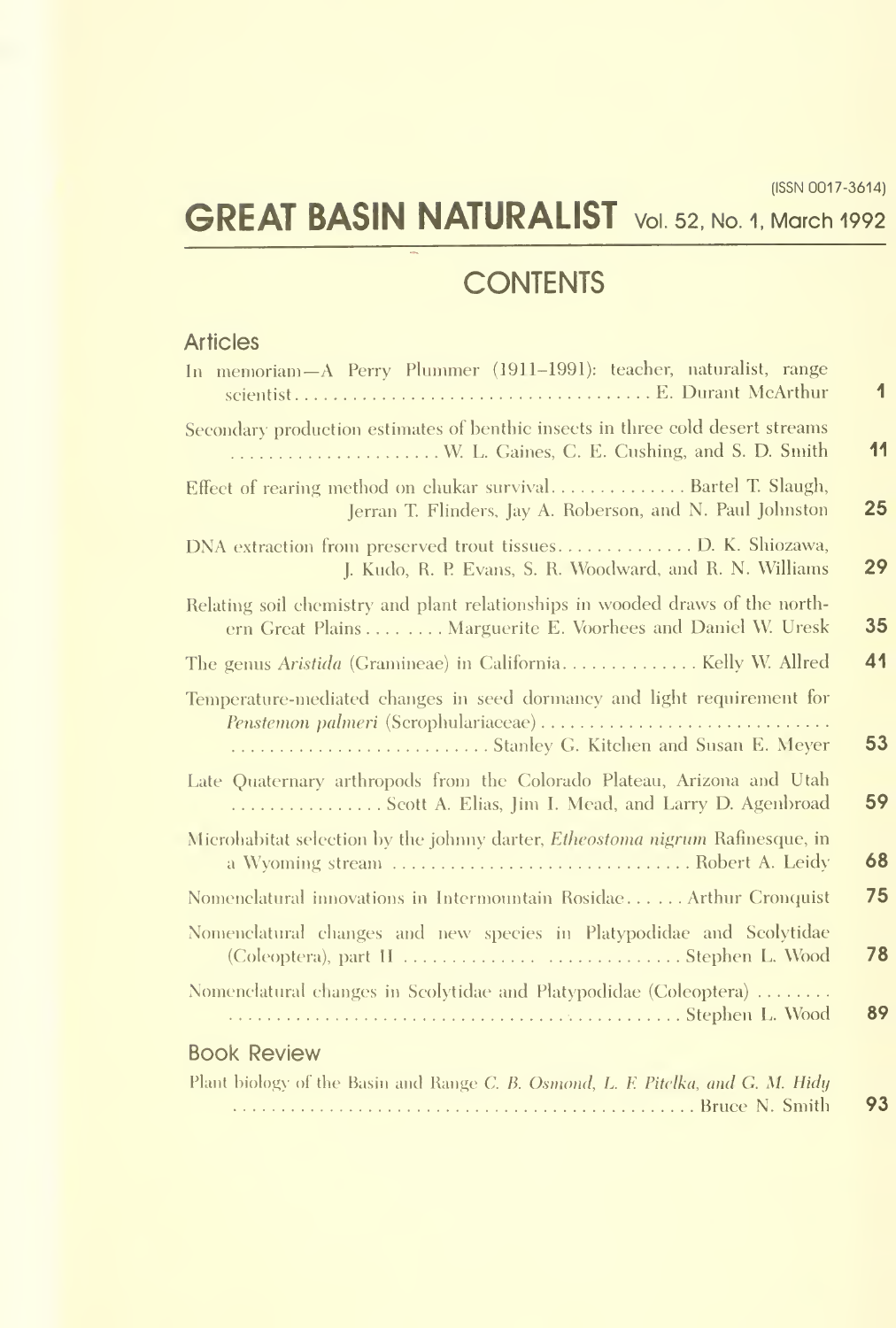(ISSN 0017-3614)

# GREAT BASIN NATURALIST Vol. 52, No. 1, March 1992

## CONTENTS

### Articles

In memoriam—A Perry Plummer (1911–1991): teacher, naturalist, range scientist . . . . . . . . . . . . . . . . . . . . . . . . . . . . . . . . . . . . E. Durant McArthur **1**

Secondary production estimates of benthic insects in three cold desert streams . . . . . . . . . . . . . . . . . . . . . W. L. Gaines, C. E. Cushing, and S. D. Smith **11**

Effect of rearing method on chukar survival . . . . . . . . . . . . . Bartel T. Slaugh, Jerran T. Flinders, Jay A. Roberson, and N. Paul Johnston **25**

DNA extraction from preserved trout tissues . . . . . . . . . . . . . D. K. Shiozawa, J. Kudo, R. P. Evans, S. R. Woodward, and R. N. Williams **29**

Relating soil chemistry and plant relationships in wooded draws of the northern Great Plains . . . . . . . . Marguerite E. Voorhees and Daniel W. Uresk **35**

The genus *Aristida* (Gramineae) in California . . . . . . . . . . . . . Kelly W. Allred **41**

Temperature-mediated changes in seed dormancy and light requirement for *Penstemon palmeri* (Scrophulariaceae) . . . . . . . . . . . . . . . . . . . . . . . . . . . . . . . . . . . . . . . . . . . . . . . . . . . . . . . . . Stanley G. Kitchen and Susan E. Meyer **53**

Late Quaternary arthropods from the Colorado Plateau, Arizona and Utah . . . . . . . . . . . . . . . . Scott A. Elias, Jim I. Mead, and Larry D. Agenbroad **59**

Microhabitat selection by the johnny darter, *Etheostoma nigrum* Rafinesque, in a Wyoming stream . . . . . . . . . . . . . . . . . . . . . . . . . . . . . . . Robert A. Leidy **68**

Nomenclatural innovations in Intermountain Rosidae . . . . . . Arthur Cronquist **75**

Nomenclatural changes and new species in Platypodidae and Scolytidae (Coleoptera), part II . . . . . . . . . . . . . . . . . . . . . . . . . . . . Stephen L. Wood **78**

Nomenclatural changes in Scolytidae and Platypodidae (Coleoptera) . . . . . . . . . . . . . . . . . . . . . . . . . . . . . . . . . . . . . . . . . . . . . . . . . . . . . . Stephen L. Wood **89**

### Book Review

Plant biology of the Basin and Range *C. B. Osmond, L. F. Pitelka, and G. M. Hidy* . . . . . . . . . . . . . . . . . . . . . . . . . . . . . . . . . . . . . . . . . . . . . . . Bruce N. Smith **93**